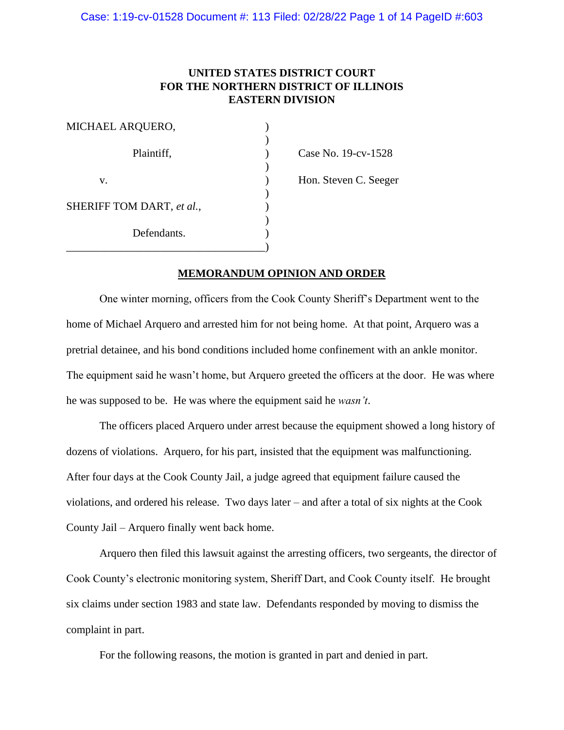**UNITED STATES DISTRICT COURT**
**FOR THE NORTHERN DISTRICT OF ILLINOIS**
**EASTERN DIVISION**

| | | |
|---|---|---|
| MICHAEL ARQUERO, | ) | |
| Plaintiff, | ) | Case No. 19-cv-1528 |
| v. | ) | Hon. Steven C. Seeger |
| SHERIFF TOM DART, *et al.*, | ) | |
| Defendants. | ) | |

**MEMORANDUM OPINION AND ORDER**

One winter morning, officers from the Cook County Sheriff's Department went to the home of Michael Arquero and arrested him for not being home. At that point, Arquero was a pretrial detainee, and his bond conditions included home confinement with an ankle monitor. The equipment said he wasn't home, but Arquero greeted the officers at the door. He was where he was supposed to be. He was where the equipment said he *wasn't*.

The officers placed Arquero under arrest because the equipment showed a long history of dozens of violations. Arquero, for his part, insisted that the equipment was malfunctioning. After four days at the Cook County Jail, a judge agreed that equipment failure caused the violations, and ordered his release. Two days later – and after a total of six nights at the Cook County Jail – Arquero finally went back home.

Arquero then filed this lawsuit against the arresting officers, two sergeants, the director of Cook County's electronic monitoring system, Sheriff Dart, and Cook County itself. He brought six claims under section 1983 and state law. Defendants responded by moving to dismiss the complaint in part.

For the following reasons, the motion is granted in part and denied in part.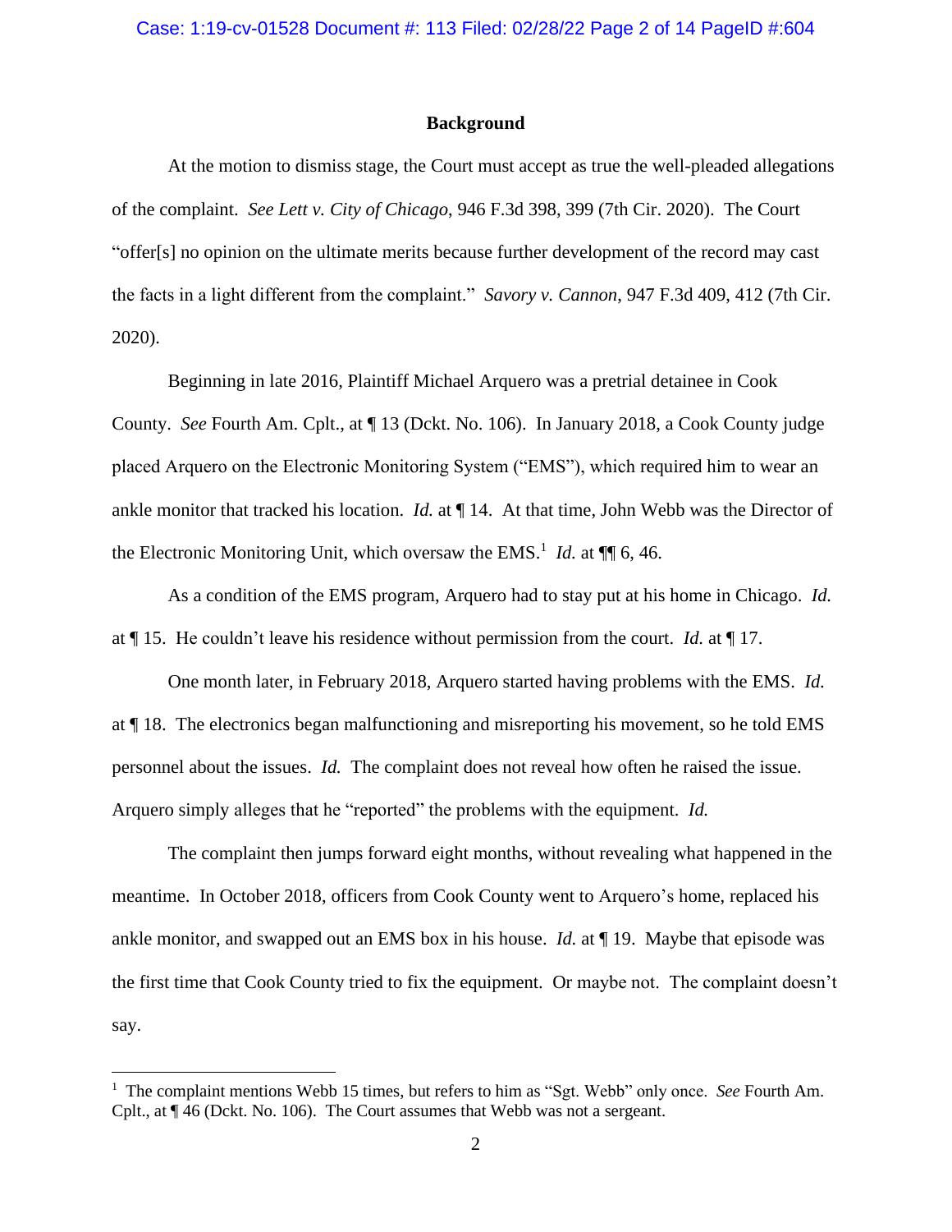## Background

At the motion to dismiss stage, the Court must accept as true the well-pleaded allegations of the complaint. *See Lett v. City of Chicago*, 946 F.3d 398, 399 (7th Cir. 2020). The Court "offer[s] no opinion on the ultimate merits because further development of the record may cast the facts in a light different from the complaint." *Savory v. Cannon*, 947 F.3d 409, 412 (7th Cir. 2020).

Beginning in late 2016, Plaintiff Michael Arquero was a pretrial detainee in Cook County. *See* Fourth Am. Cplt., at ¶ 13 (Dckt. No. 106). In January 2018, a Cook County judge placed Arquero on the Electronic Monitoring System ("EMS"), which required him to wear an ankle monitor that tracked his location. *Id.* at ¶ 14. At that time, John Webb was the Director of the Electronic Monitoring Unit, which oversaw the EMS.[1] *Id.* at ¶¶ 6, 46.

As a condition of the EMS program, Arquero had to stay put at his home in Chicago. *Id.* at ¶ 15. He couldn't leave his residence without permission from the court. *Id.* at ¶ 17.

One month later, in February 2018, Arquero started having problems with the EMS. *Id.* at ¶ 18. The electronics began malfunctioning and misreporting his movement, so he told EMS personnel about the issues. *Id.* The complaint does not reveal how often he raised the issue. Arquero simply alleges that he "reported" the problems with the equipment. *Id.*

The complaint then jumps forward eight months, without revealing what happened in the meantime. In October 2018, officers from Cook County went to Arquero's home, replaced his ankle monitor, and swapped out an EMS box in his house. *Id.* at ¶ 19. Maybe that episode was the first time that Cook County tried to fix the equipment. Or maybe not. The complaint doesn't say.

---

[1] The complaint mentions Webb 15 times, but refers to him as "Sgt. Webb" only once. *See* Fourth Am. Cplt., at ¶ 46 (Dckt. No. 106). The Court assumes that Webb was not a sergeant.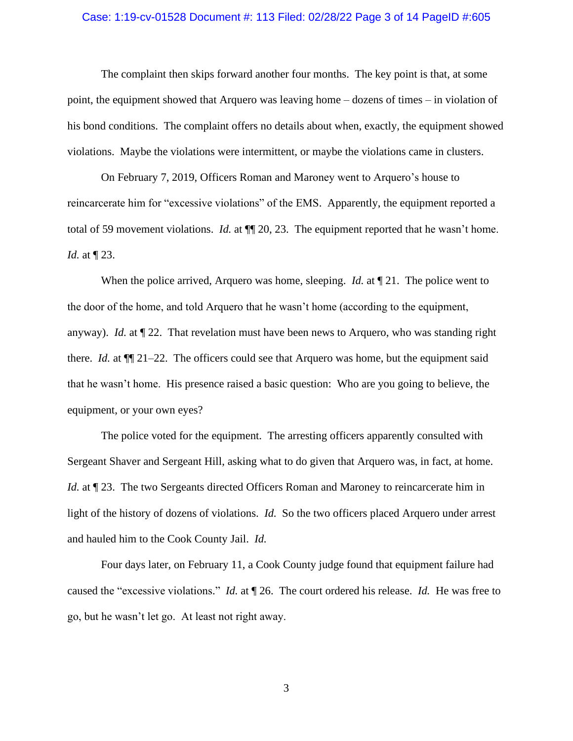The complaint then skips forward another four months. The key point is that, at some point, the equipment showed that Arquero was leaving home – dozens of times – in violation of his bond conditions. The complaint offers no details about when, exactly, the equipment showed violations. Maybe the violations were intermittent, or maybe the violations came in clusters.

On February 7, 2019, Officers Roman and Maroney went to Arquero's house to reincarcerate him for "excessive violations" of the EMS. Apparently, the equipment reported a total of 59 movement violations. *Id.* at ¶¶ 20, 23. The equipment reported that he wasn't home. *Id.* at ¶ 23.

When the police arrived, Arquero was home, sleeping. *Id.* at ¶ 21. The police went to the door of the home, and told Arquero that he wasn't home (according to the equipment, anyway). *Id.* at ¶ 22. That revelation must have been news to Arquero, who was standing right there. *Id.* at ¶¶ 21–22. The officers could see that Arquero was home, but the equipment said that he wasn't home. His presence raised a basic question: Who are you going to believe, the equipment, or your own eyes?

The police voted for the equipment. The arresting officers apparently consulted with Sergeant Shaver and Sergeant Hill, asking what to do given that Arquero was, in fact, at home. *Id.* at ¶ 23. The two Sergeants directed Officers Roman and Maroney to reincarcerate him in light of the history of dozens of violations. *Id.* So the two officers placed Arquero under arrest and hauled him to the Cook County Jail. *Id.*

Four days later, on February 11, a Cook County judge found that equipment failure had caused the "excessive violations." *Id.* at ¶ 26. The court ordered his release. *Id.* He was free to go, but he wasn't let go. At least not right away.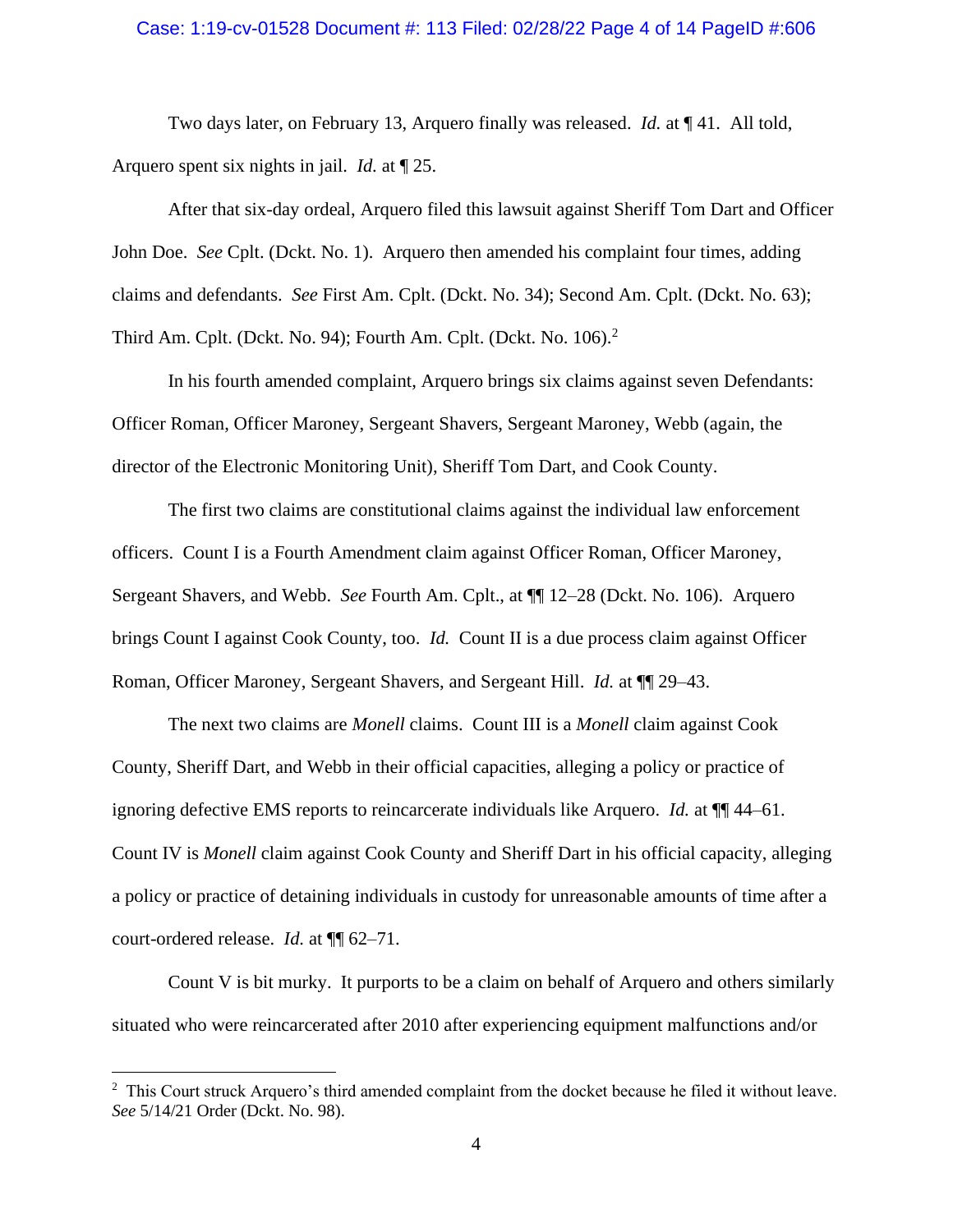Two days later, on February 13, Arquero finally was released. *Id.* at ¶ 41. All told, Arquero spent six nights in jail. *Id.* at ¶ 25.

After that six-day ordeal, Arquero filed this lawsuit against Sheriff Tom Dart and Officer John Doe. *See* Cplt. (Dckt. No. 1). Arquero then amended his complaint four times, adding claims and defendants. *See* First Am. Cplt. (Dckt. No. 34); Second Am. Cplt. (Dckt. No. 63); Third Am. Cplt. (Dckt. No. 94); Fourth Am. Cplt. (Dckt. No. 106).[2]

In his fourth amended complaint, Arquero brings six claims against seven Defendants: Officer Roman, Officer Maroney, Sergeant Shavers, Sergeant Maroney, Webb (again, the director of the Electronic Monitoring Unit), Sheriff Tom Dart, and Cook County.

The first two claims are constitutional claims against the individual law enforcement officers. Count I is a Fourth Amendment claim against Officer Roman, Officer Maroney, Sergeant Shavers, and Webb. *See* Fourth Am. Cplt., at ¶¶ 12–28 (Dckt. No. 106). Arquero brings Count I against Cook County, too. *Id.* Count II is a due process claim against Officer Roman, Officer Maroney, Sergeant Shavers, and Sergeant Hill. *Id.* at ¶¶ 29–43.

The next two claims are *Monell* claims. Count III is a *Monell* claim against Cook County, Sheriff Dart, and Webb in their official capacities, alleging a policy or practice of ignoring defective EMS reports to reincarcerate individuals like Arquero. *Id.* at ¶¶ 44–61. Count IV is *Monell* claim against Cook County and Sheriff Dart in his official capacity, alleging a policy or practice of detaining individuals in custody for unreasonable amounts of time after a court-ordered release. *Id.* at ¶¶ 62–71.

Count V is bit murky. It purports to be a claim on behalf of Arquero and others similarly situated who were reincarcerated after 2010 after experiencing equipment malfunctions and/or

---

[2] This Court struck Arquero's third amended complaint from the docket because he filed it without leave. *See* 5/14/21 Order (Dckt. No. 98).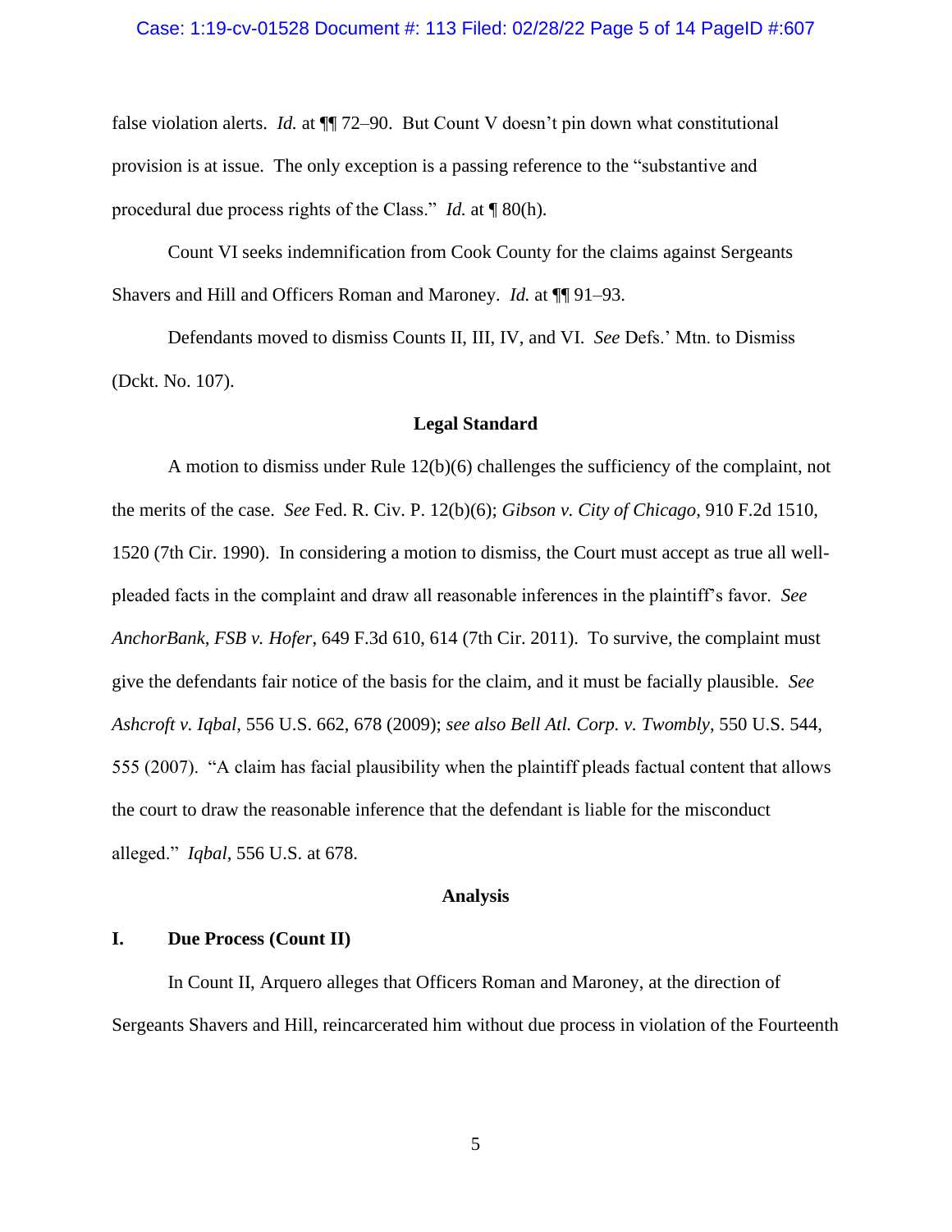false violation alerts. *Id.* at ¶¶ 72–90. But Count V doesn't pin down what constitutional provision is at issue. The only exception is a passing reference to the "substantive and procedural due process rights of the Class." *Id.* at ¶ 80(h).

Count VI seeks indemnification from Cook County for the claims against Sergeants Shavers and Hill and Officers Roman and Maroney. *Id.* at ¶¶ 91–93.

Defendants moved to dismiss Counts II, III, IV, and VI. *See* Defs.' Mtn. to Dismiss (Dckt. No. 107).

**Legal Standard**

A motion to dismiss under Rule 12(b)(6) challenges the sufficiency of the complaint, not the merits of the case. *See* Fed. R. Civ. P. 12(b)(6); *Gibson v. City of Chicago*, 910 F.2d 1510, 1520 (7th Cir. 1990). In considering a motion to dismiss, the Court must accept as true all well-pleaded facts in the complaint and draw all reasonable inferences in the plaintiff's favor. *See AnchorBank, FSB v. Hofer*, 649 F.3d 610, 614 (7th Cir. 2011). To survive, the complaint must give the defendants fair notice of the basis for the claim, and it must be facially plausible. *See Ashcroft v. Iqbal*, 556 U.S. 662, 678 (2009); *see also Bell Atl. Corp. v. Twombly*, 550 U.S. 544, 555 (2007). "A claim has facial plausibility when the plaintiff pleads factual content that allows the court to draw the reasonable inference that the defendant is liable for the misconduct alleged." *Iqbal*, 556 U.S. at 678.

**Analysis**

**I. Due Process (Count II)**

In Count II, Arquero alleges that Officers Roman and Maroney, at the direction of Sergeants Shavers and Hill, reincarcerated him without due process in violation of the Fourteenth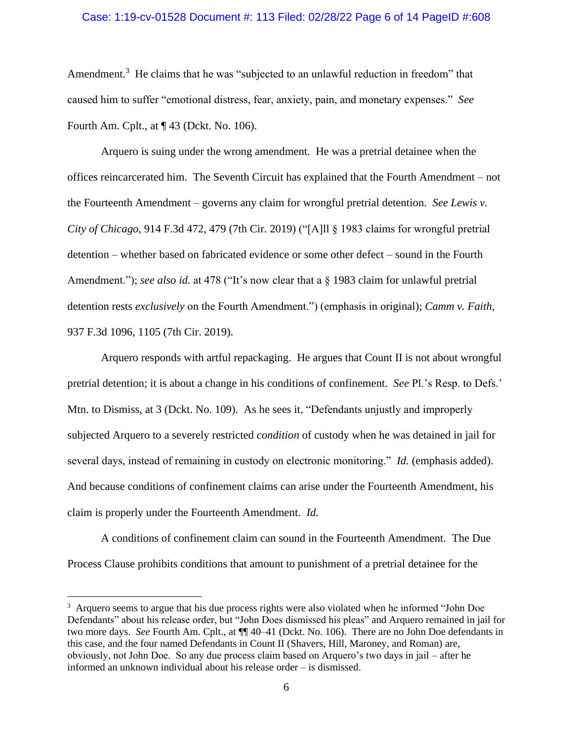Amendment.[3] He claims that he was "subjected to an unlawful reduction in freedom" that caused him to suffer "emotional distress, fear, anxiety, pain, and monetary expenses." *See* Fourth Am. Cplt., at ¶ 43 (Dckt. No. 106).

Arquero is suing under the wrong amendment. He was a pretrial detainee when the offices reincarcerated him. The Seventh Circuit has explained that the Fourth Amendment – not the Fourteenth Amendment – governs any claim for wrongful pretrial detention. *See Lewis v. City of Chicago*, 914 F.3d 472, 479 (7th Cir. 2019) ("[A]ll § 1983 claims for wrongful pretrial detention – whether based on fabricated evidence or some other defect – sound in the Fourth Amendment."); *see also id.* at 478 ("It's now clear that a § 1983 claim for unlawful pretrial detention rests *exclusively* on the Fourth Amendment.") (emphasis in original); *Camm v. Faith*, 937 F.3d 1096, 1105 (7th Cir. 2019).

Arquero responds with artful repackaging. He argues that Count II is not about wrongful pretrial detention; it is about a change in his conditions of confinement. *See* Pl.'s Resp. to Defs.' Mtn. to Dismiss, at 3 (Dckt. No. 109). As he sees it, "Defendants unjustly and improperly subjected Arquero to a severely restricted *condition* of custody when he was detained in jail for several days, instead of remaining in custody on electronic monitoring." *Id.* (emphasis added). And because conditions of confinement claims can arise under the Fourteenth Amendment, his claim is properly under the Fourteenth Amendment. *Id.*

A conditions of confinement claim can sound in the Fourteenth Amendment. The Due Process Clause prohibits conditions that amount to punishment of a pretrial detainee for the

[3] Arquero seems to argue that his due process rights were also violated when he informed "John Doe Defendants" about his release order, but "John Does dismissed his pleas" and Arquero remained in jail for two more days. *See* Fourth Am. Cplt., at ¶¶ 40–41 (Dckt. No. 106). There are no John Doe defendants in this case, and the four named Defendants in Count II (Shavers, Hill, Maroney, and Roman) are, obviously, not John Doe. So any due process claim based on Arquero's two days in jail – after he informed an unknown individual about his release order – is dismissed.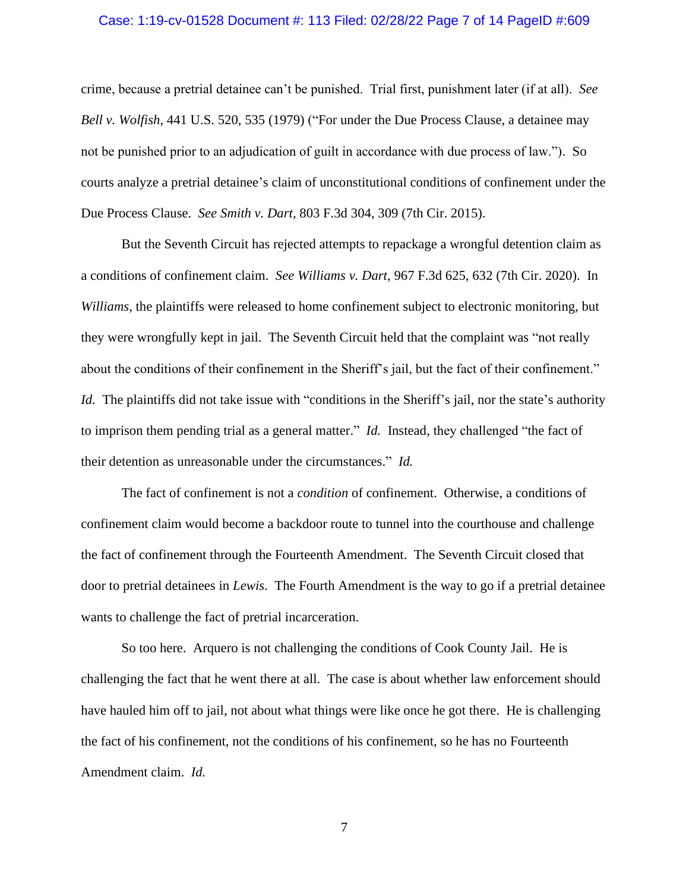crime, because a pretrial detainee can't be punished. Trial first, punishment later (if at all). *See Bell v. Wolfish*, 441 U.S. 520, 535 (1979) ("For under the Due Process Clause, a detainee may not be punished prior to an adjudication of guilt in accordance with due process of law."). So courts analyze a pretrial detainee's claim of unconstitutional conditions of confinement under the Due Process Clause. *See Smith v. Dart*, 803 F.3d 304, 309 (7th Cir. 2015).

But the Seventh Circuit has rejected attempts to repackage a wrongful detention claim as a conditions of confinement claim. *See Williams v. Dart*, 967 F.3d 625, 632 (7th Cir. 2020). In *Williams*, the plaintiffs were released to home confinement subject to electronic monitoring, but they were wrongfully kept in jail. The Seventh Circuit held that the complaint was "not really about the conditions of their confinement in the Sheriff's jail, but the fact of their confinement." *Id.* The plaintiffs did not take issue with "conditions in the Sheriff's jail, nor the state's authority to imprison them pending trial as a general matter." *Id.* Instead, they challenged "the fact of their detention as unreasonable under the circumstances." *Id.*

The fact of confinement is not a *condition* of confinement. Otherwise, a conditions of confinement claim would become a backdoor route to tunnel into the courthouse and challenge the fact of confinement through the Fourteenth Amendment. The Seventh Circuit closed that door to pretrial detainees in *Lewis*. The Fourth Amendment is the way to go if a pretrial detainee wants to challenge the fact of pretrial incarceration.

So too here. Arquero is not challenging the conditions of Cook County Jail. He is challenging the fact that he went there at all. The case is about whether law enforcement should have hauled him off to jail, not about what things were like once he got there. He is challenging the fact of his confinement, not the conditions of his confinement, so he has no Fourteenth Amendment claim. *Id.*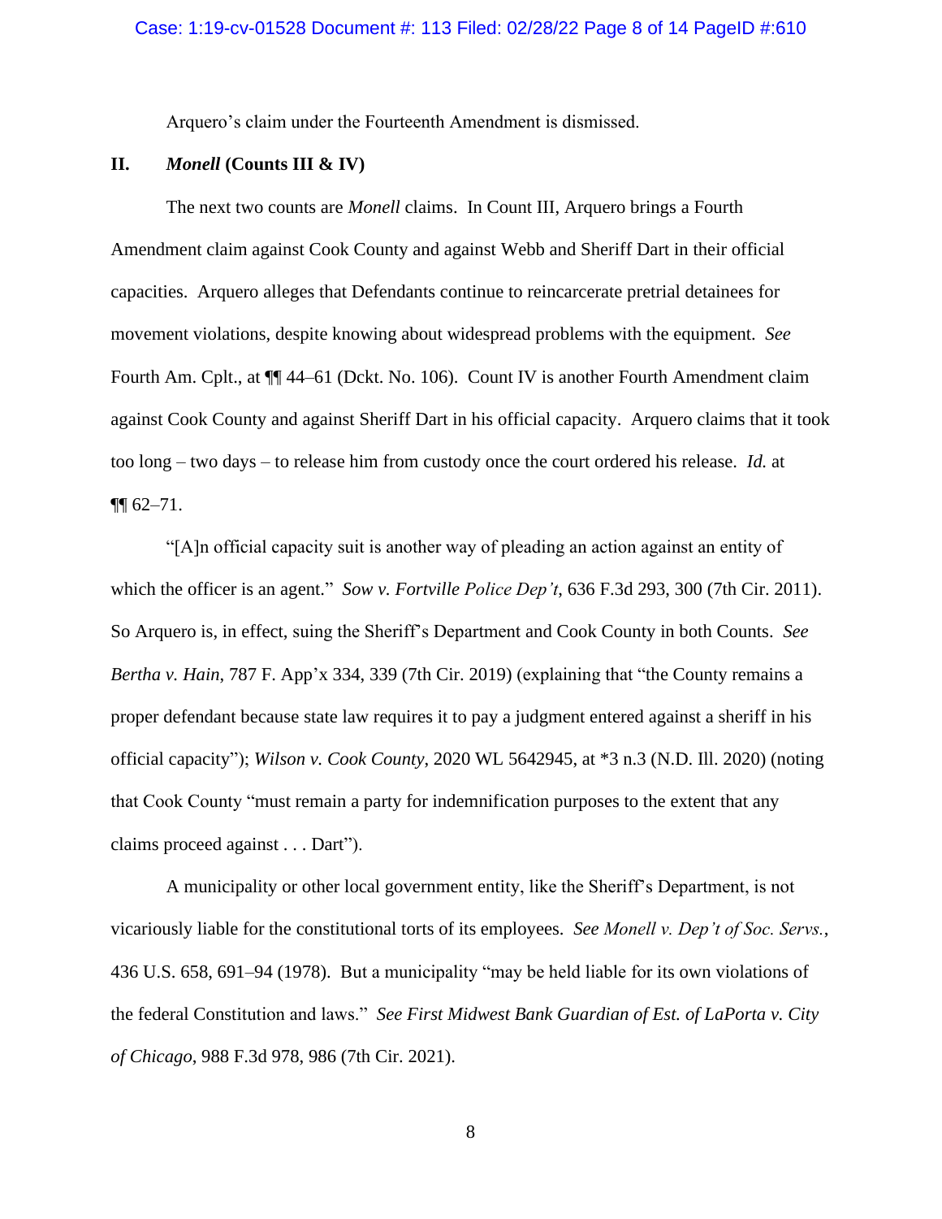Arquero's claim under the Fourteenth Amendment is dismissed.

## II. *Monell* (Counts III & IV)

The next two counts are *Monell* claims. In Count III, Arquero brings a Fourth Amendment claim against Cook County and against Webb and Sheriff Dart in their official capacities. Arquero alleges that Defendants continue to reincarcerate pretrial detainees for movement violations, despite knowing about widespread problems with the equipment. *See* Fourth Am. Cplt., at ¶¶ 44–61 (Dckt. No. 106). Count IV is another Fourth Amendment claim against Cook County and against Sheriff Dart in his official capacity. Arquero claims that it took too long – two days – to release him from custody once the court ordered his release. *Id.* at ¶¶ 62–71.

"[A]n official capacity suit is another way of pleading an action against an entity of which the officer is an agent." *Sow v. Fortville Police Dep't*, 636 F.3d 293, 300 (7th Cir. 2011). So Arquero is, in effect, suing the Sheriff's Department and Cook County in both Counts. *See Bertha v. Hain*, 787 F. App'x 334, 339 (7th Cir. 2019) (explaining that "the County remains a proper defendant because state law requires it to pay a judgment entered against a sheriff in his official capacity"); *Wilson v. Cook County*, 2020 WL 5642945, at *3 n.3 (N.D. Ill. 2020) (noting that Cook County "must remain a party for indemnification purposes to the extent that any claims proceed against . . . Dart").

A municipality or other local government entity, like the Sheriff's Department, is not vicariously liable for the constitutional torts of its employees. *See Monell v. Dep't of Soc. Servs.*, 436 U.S. 658, 691–94 (1978). But a municipality "may be held liable for its own violations of the federal Constitution and laws." *See First Midwest Bank Guardian of Est. of LaPorta v. City of Chicago*, 988 F.3d 978, 986 (7th Cir. 2021).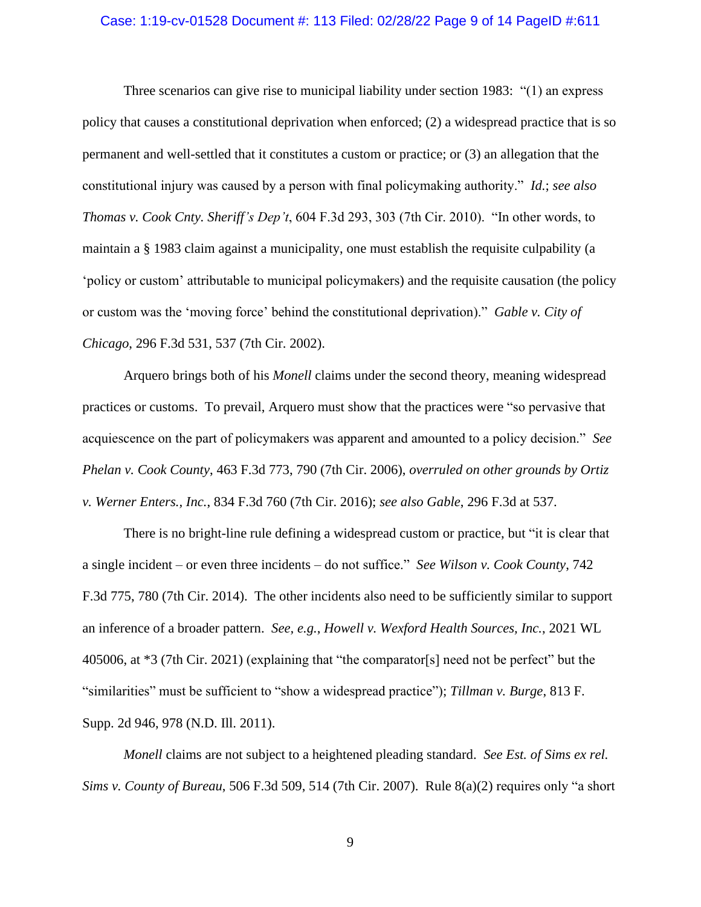Three scenarios can give rise to municipal liability under section 1983: "(1) an express policy that causes a constitutional deprivation when enforced; (2) a widespread practice that is so permanent and well-settled that it constitutes a custom or practice; or (3) an allegation that the constitutional injury was caused by a person with final policymaking authority." *Id.*; *see also Thomas v. Cook Cnty. Sheriff's Dep't*, 604 F.3d 293, 303 (7th Cir. 2010). "In other words, to maintain a § 1983 claim against a municipality, one must establish the requisite culpability (a 'policy or custom' attributable to municipal policymakers) and the requisite causation (the policy or custom was the 'moving force' behind the constitutional deprivation)." *Gable v. City of Chicago*, 296 F.3d 531, 537 (7th Cir. 2002).

Arquero brings both of his *Monell* claims under the second theory, meaning widespread practices or customs. To prevail, Arquero must show that the practices were "so pervasive that acquiescence on the part of policymakers was apparent and amounted to a policy decision." *See Phelan v. Cook County*, 463 F.3d 773, 790 (7th Cir. 2006), *overruled on other grounds by Ortiz v. Werner Enters., Inc.*, 834 F.3d 760 (7th Cir. 2016); *see also Gable*, 296 F.3d at 537.

There is no bright-line rule defining a widespread custom or practice, but "it is clear that a single incident – or even three incidents – do not suffice." *See Wilson v. Cook County*, 742 F.3d 775, 780 (7th Cir. 2014). The other incidents also need to be sufficiently similar to support an inference of a broader pattern. *See, e.g.*, *Howell v. Wexford Health Sources, Inc.*, 2021 WL 405006, at *3 (7th Cir. 2021) (explaining that "the comparator[s] need not be perfect" but the "similarities" must be sufficient to "show a widespread practice"); *Tillman v. Burge*, 813 F. Supp. 2d 946, 978 (N.D. Ill. 2011).

*Monell* claims are not subject to a heightened pleading standard. *See Est. of Sims ex rel. Sims v. County of Bureau*, 506 F.3d 509, 514 (7th Cir. 2007). Rule 8(a)(2) requires only "a short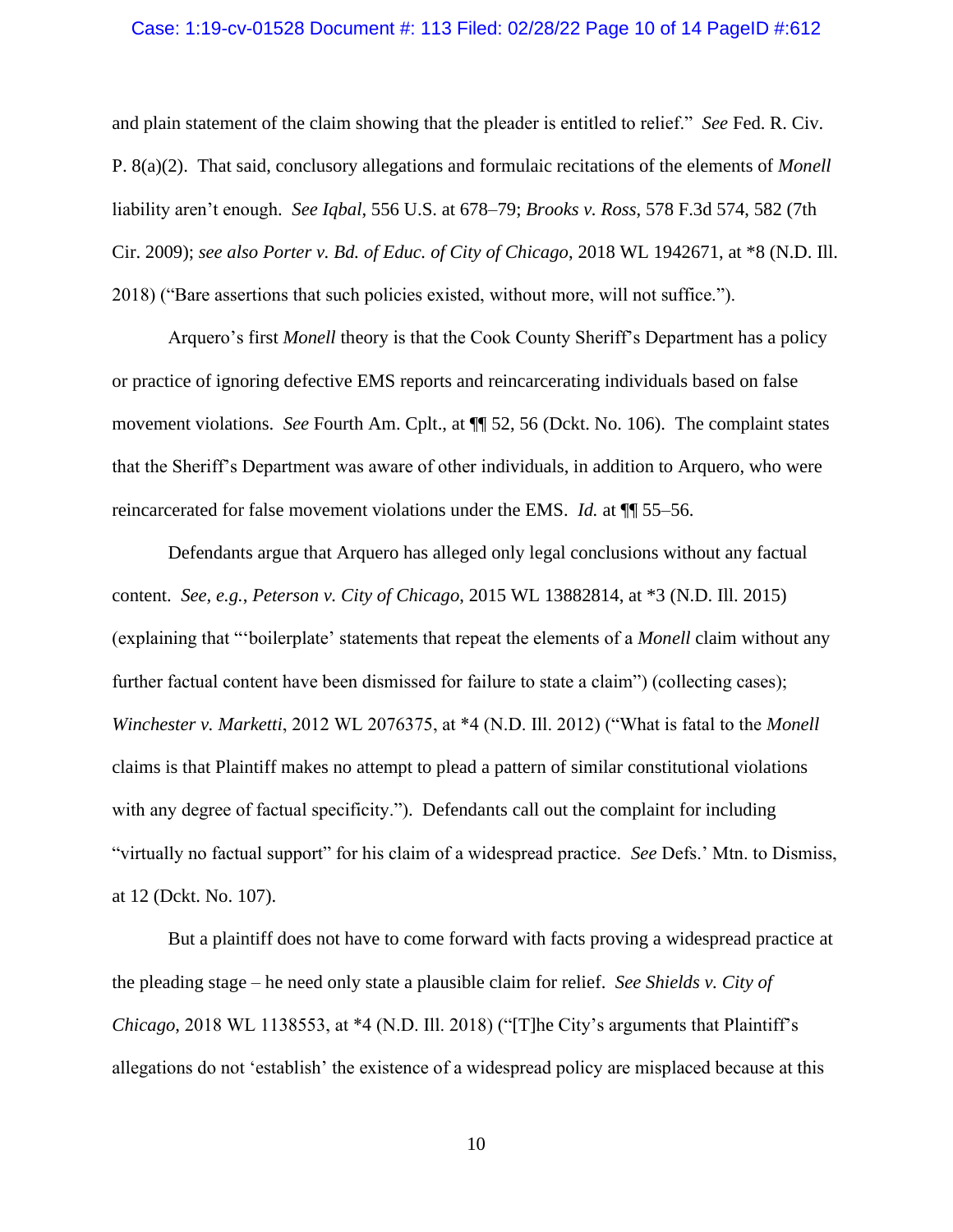and plain statement of the claim showing that the pleader is entitled to relief." *See* Fed. R. Civ. P. 8(a)(2). That said, conclusory allegations and formulaic recitations of the elements of *Monell* liability aren't enough. *See Iqbal*, 556 U.S. at 678–79; *Brooks v. Ross*, 578 F.3d 574, 582 (7th Cir. 2009); *see also Porter v. Bd. of Educ. of City of Chicago*, 2018 WL 1942671, at *8 (N.D. Ill. 2018) ("Bare assertions that such policies existed, without more, will not suffice.").

Arquero's first *Monell* theory is that the Cook County Sheriff's Department has a policy or practice of ignoring defective EMS reports and reincarcerating individuals based on false movement violations. *See* Fourth Am. Cplt., at ¶¶ 52, 56 (Dckt. No. 106). The complaint states that the Sheriff's Department was aware of other individuals, in addition to Arquero, who were reincarcerated for false movement violations under the EMS. *Id.* at ¶¶ 55–56.

Defendants argue that Arquero has alleged only legal conclusions without any factual content. *See, e.g.*, *Peterson v. City of Chicago*, 2015 WL 13882814, at *3 (N.D. Ill. 2015) (explaining that "'boilerplate' statements that repeat the elements of a *Monell* claim without any further factual content have been dismissed for failure to state a claim") (collecting cases); *Winchester v. Marketti*, 2012 WL 2076375, at *4 (N.D. Ill. 2012) ("What is fatal to the *Monell* claims is that Plaintiff makes no attempt to plead a pattern of similar constitutional violations with any degree of factual specificity."). Defendants call out the complaint for including "virtually no factual support" for his claim of a widespread practice. *See* Defs.' Mtn. to Dismiss, at 12 (Dckt. No. 107).

But a plaintiff does not have to come forward with facts proving a widespread practice at the pleading stage – he need only state a plausible claim for relief. *See Shields v. City of Chicago*, 2018 WL 1138553, at *4 (N.D. Ill. 2018) ("[T]he City's arguments that Plaintiff's allegations do not 'establish' the existence of a widespread policy are misplaced because at this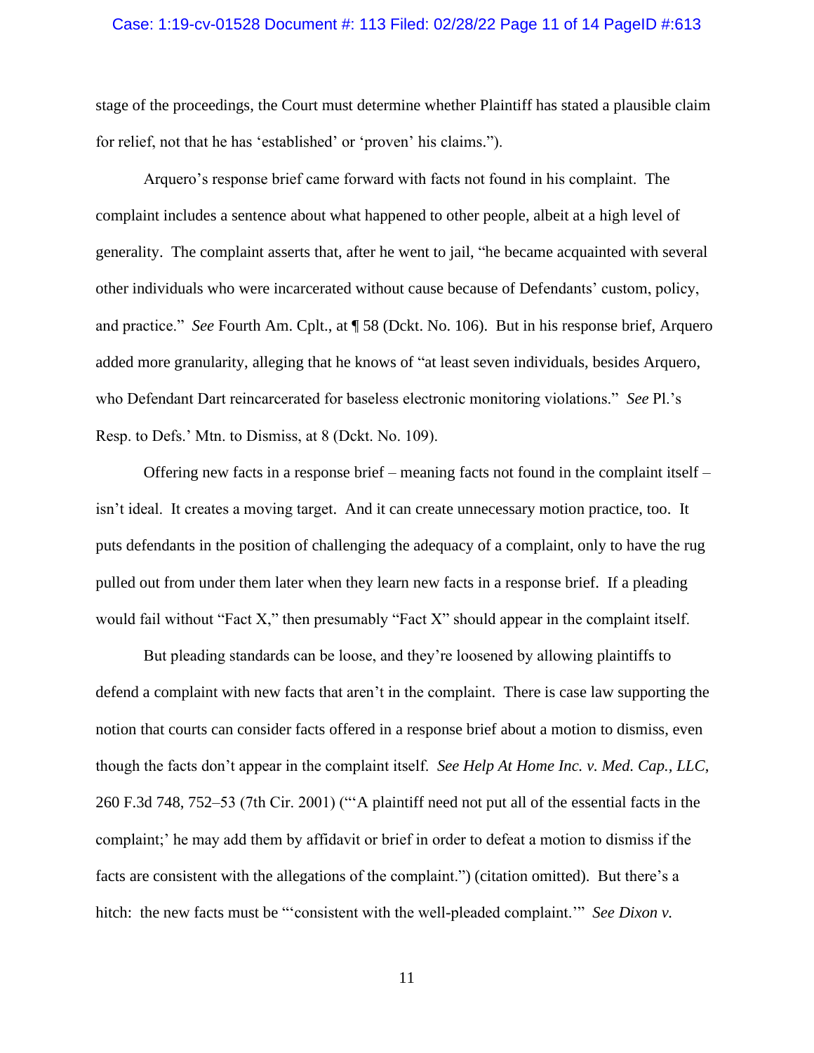stage of the proceedings, the Court must determine whether Plaintiff has stated a plausible claim for relief, not that he has 'established' or 'proven' his claims.").

Arquero's response brief came forward with facts not found in his complaint. The complaint includes a sentence about what happened to other people, albeit at a high level of generality. The complaint asserts that, after he went to jail, "he became acquainted with several other individuals who were incarcerated without cause because of Defendants' custom, policy, and practice." *See* Fourth Am. Cplt., at ¶ 58 (Dckt. No. 106). But in his response brief, Arquero added more granularity, alleging that he knows of "at least seven individuals, besides Arquero, who Defendant Dart reincarcerated for baseless electronic monitoring violations." *See* Pl.'s Resp. to Defs.' Mtn. to Dismiss, at 8 (Dckt. No. 109).

Offering new facts in a response brief – meaning facts not found in the complaint itself – isn't ideal. It creates a moving target. And it can create unnecessary motion practice, too. It puts defendants in the position of challenging the adequacy of a complaint, only to have the rug pulled out from under them later when they learn new facts in a response brief. If a pleading would fail without "Fact X," then presumably "Fact X" should appear in the complaint itself.

But pleading standards can be loose, and they're loosened by allowing plaintiffs to defend a complaint with new facts that aren't in the complaint. There is case law supporting the notion that courts can consider facts offered in a response brief about a motion to dismiss, even though the facts don't appear in the complaint itself. *See Help At Home Inc. v. Med. Cap., LLC*, 260 F.3d 748, 752–53 (7th Cir. 2001) ("'A plaintiff need not put all of the essential facts in the complaint;' he may add them by affidavit or brief in order to defeat a motion to dismiss if the facts are consistent with the allegations of the complaint.") (citation omitted). But there's a hitch: the new facts must be "'consistent with the well-pleaded complaint.'" *See Dixon v.*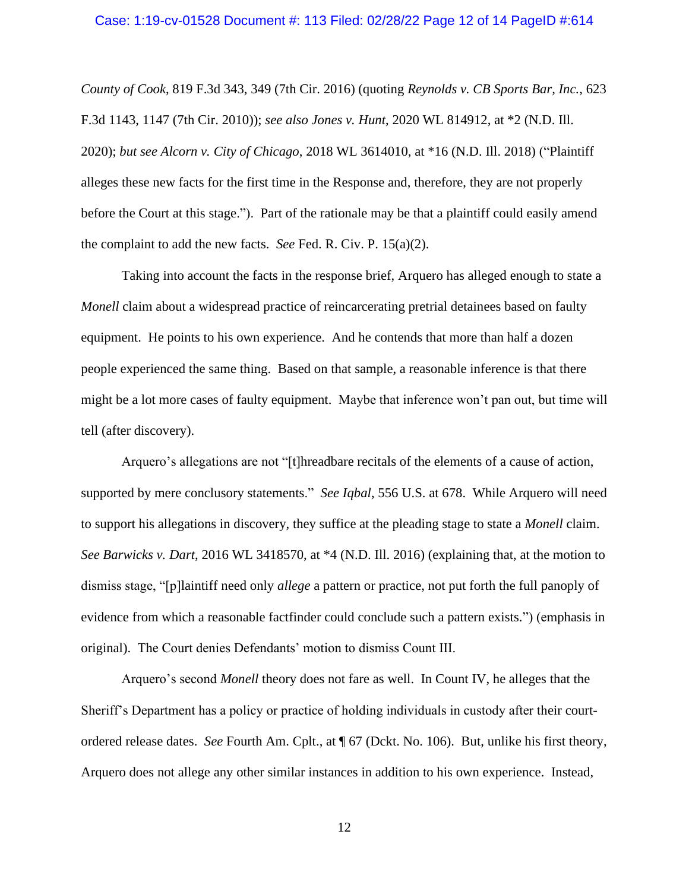*County of Cook*, 819 F.3d 343, 349 (7th Cir. 2016) (quoting *Reynolds v. CB Sports Bar, Inc.*, 623 F.3d 1143, 1147 (7th Cir. 2010)); *see also Jones v. Hunt*, 2020 WL 814912, at *2 (N.D. Ill. 2020); *but see Alcorn v. City of Chicago*, 2018 WL 3614010, at *16 (N.D. Ill. 2018) ("Plaintiff alleges these new facts for the first time in the Response and, therefore, they are not properly before the Court at this stage."). Part of the rationale may be that a plaintiff could easily amend the complaint to add the new facts. *See* Fed. R. Civ. P. 15(a)(2).

Taking into account the facts in the response brief, Arquero has alleged enough to state a *Monell* claim about a widespread practice of reincarcerating pretrial detainees based on faulty equipment. He points to his own experience. And he contends that more than half a dozen people experienced the same thing. Based on that sample, a reasonable inference is that there might be a lot more cases of faulty equipment. Maybe that inference won't pan out, but time will tell (after discovery).

Arquero's allegations are not "[t]hreadbare recitals of the elements of a cause of action, supported by mere conclusory statements." *See Iqbal*, 556 U.S. at 678. While Arquero will need to support his allegations in discovery, they suffice at the pleading stage to state a *Monell* claim. *See Barwicks v. Dart*, 2016 WL 3418570, at *4 (N.D. Ill. 2016) (explaining that, at the motion to dismiss stage, "[p]laintiff need only *allege* a pattern or practice, not put forth the full panoply of evidence from which a reasonable factfinder could conclude such a pattern exists.") (emphasis in original). The Court denies Defendants' motion to dismiss Count III.

Arquero's second *Monell* theory does not fare as well. In Count IV, he alleges that the Sheriff's Department has a policy or practice of holding individuals in custody after their court-ordered release dates. *See* Fourth Am. Cplt., at ¶ 67 (Dckt. No. 106). But, unlike his first theory, Arquero does not allege any other similar instances in addition to his own experience. Instead,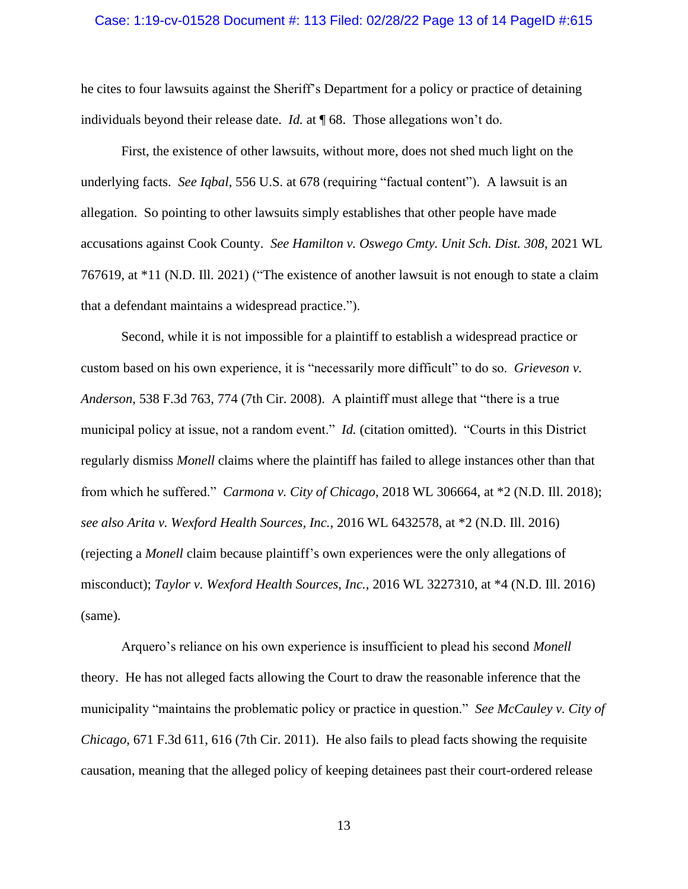he cites to four lawsuits against the Sheriff's Department for a policy or practice of detaining individuals beyond their release date. *Id.* at ¶ 68. Those allegations won't do.

First, the existence of other lawsuits, without more, does not shed much light on the underlying facts. *See Iqbal*, 556 U.S. at 678 (requiring "factual content"). A lawsuit is an allegation. So pointing to other lawsuits simply establishes that other people have made accusations against Cook County. *See Hamilton v. Oswego Cmty. Unit Sch. Dist. 308*, 2021 WL 767619, at *11 (N.D. Ill. 2021) ("The existence of another lawsuit is not enough to state a claim that a defendant maintains a widespread practice.").

Second, while it is not impossible for a plaintiff to establish a widespread practice or custom based on his own experience, it is "necessarily more difficult" to do so. *Grieveson v. Anderson*, 538 F.3d 763, 774 (7th Cir. 2008). A plaintiff must allege that "there is a true municipal policy at issue, not a random event." *Id.* (citation omitted). "Courts in this District regularly dismiss *Monell* claims where the plaintiff has failed to allege instances other than that from which he suffered." *Carmona v. City of Chicago*, 2018 WL 306664, at *2 (N.D. Ill. 2018); *see also Arita v. Wexford Health Sources, Inc.*, 2016 WL 6432578, at *2 (N.D. Ill. 2016) (rejecting a *Monell* claim because plaintiff's own experiences were the only allegations of misconduct); *Taylor v. Wexford Health Sources, Inc.*, 2016 WL 3227310, at *4 (N.D. Ill. 2016) (same).

Arquero's reliance on his own experience is insufficient to plead his second *Monell* theory. He has not alleged facts allowing the Court to draw the reasonable inference that the municipality "maintains the problematic policy or practice in question." *See McCauley v. City of Chicago*, 671 F.3d 611, 616 (7th Cir. 2011). He also fails to plead facts showing the requisite causation, meaning that the alleged policy of keeping detainees past their court-ordered release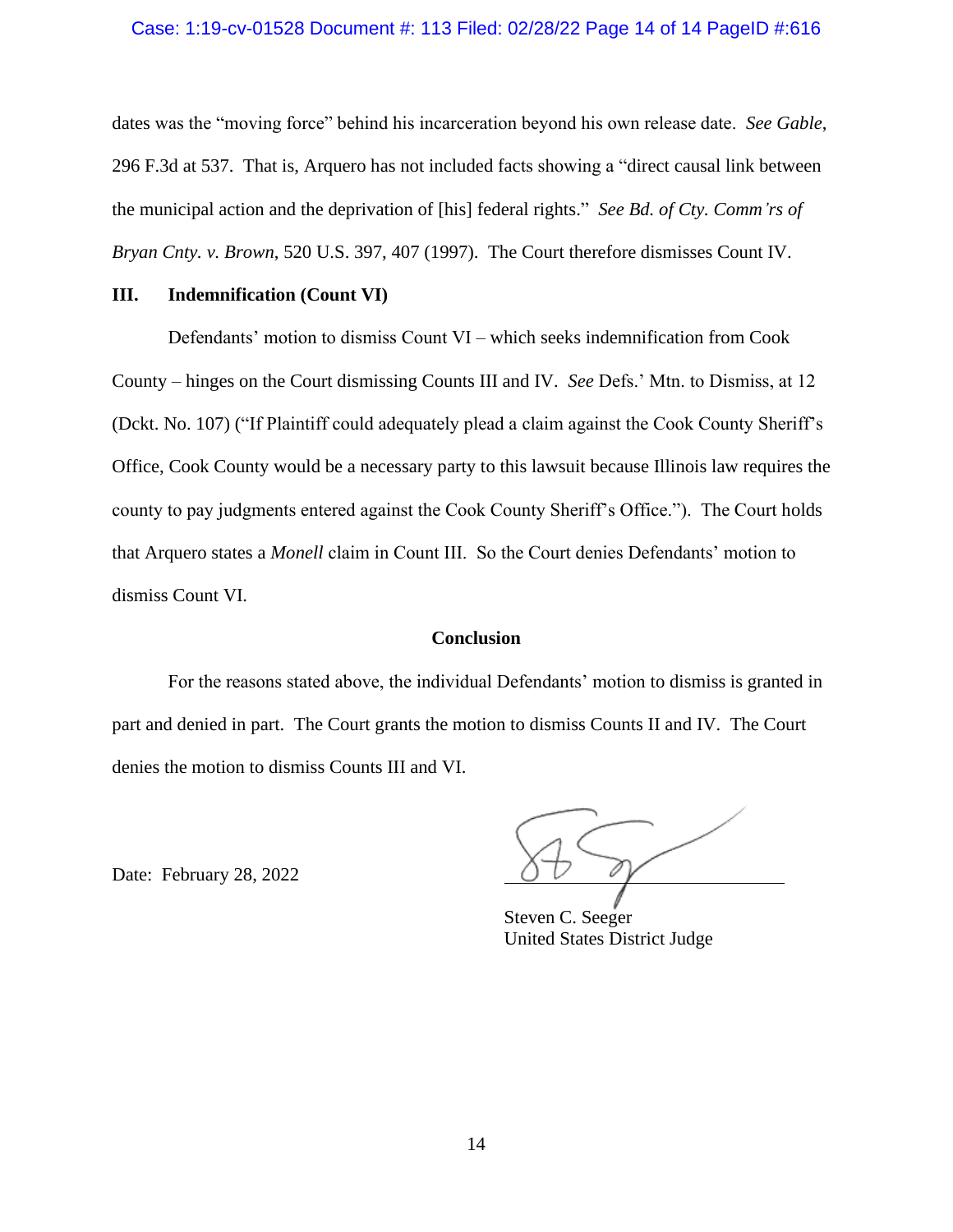dates was the "moving force" behind his incarceration beyond his own release date. *See Gable*, 296 F.3d at 537. That is, Arquero has not included facts showing a "direct causal link between the municipal action and the deprivation of [his] federal rights." *See Bd. of Cty. Comm'rs of Bryan Cnty. v. Brown*, 520 U.S. 397, 407 (1997). The Court therefore dismisses Count IV.

## III. Indemnification (Count VI)

Defendants' motion to dismiss Count VI – which seeks indemnification from Cook County – hinges on the Court dismissing Counts III and IV. *See* Defs.' Mtn. to Dismiss, at 12 (Dckt. No. 107) ("If Plaintiff could adequately plead a claim against the Cook County Sheriff's Office, Cook County would be a necessary party to this lawsuit because Illinois law requires the county to pay judgments entered against the Cook County Sheriff's Office."). The Court holds that Arquero states a *Monell* claim in Count III. So the Court denies Defendants' motion to dismiss Count VI.

## Conclusion

For the reasons stated above, the individual Defendants' motion to dismiss is granted in part and denied in part. The Court grants the motion to dismiss Counts II and IV. The Court denies the motion to dismiss Counts III and VI.

Date: February 28, 2022

Steven C. Seeger
United States District Judge